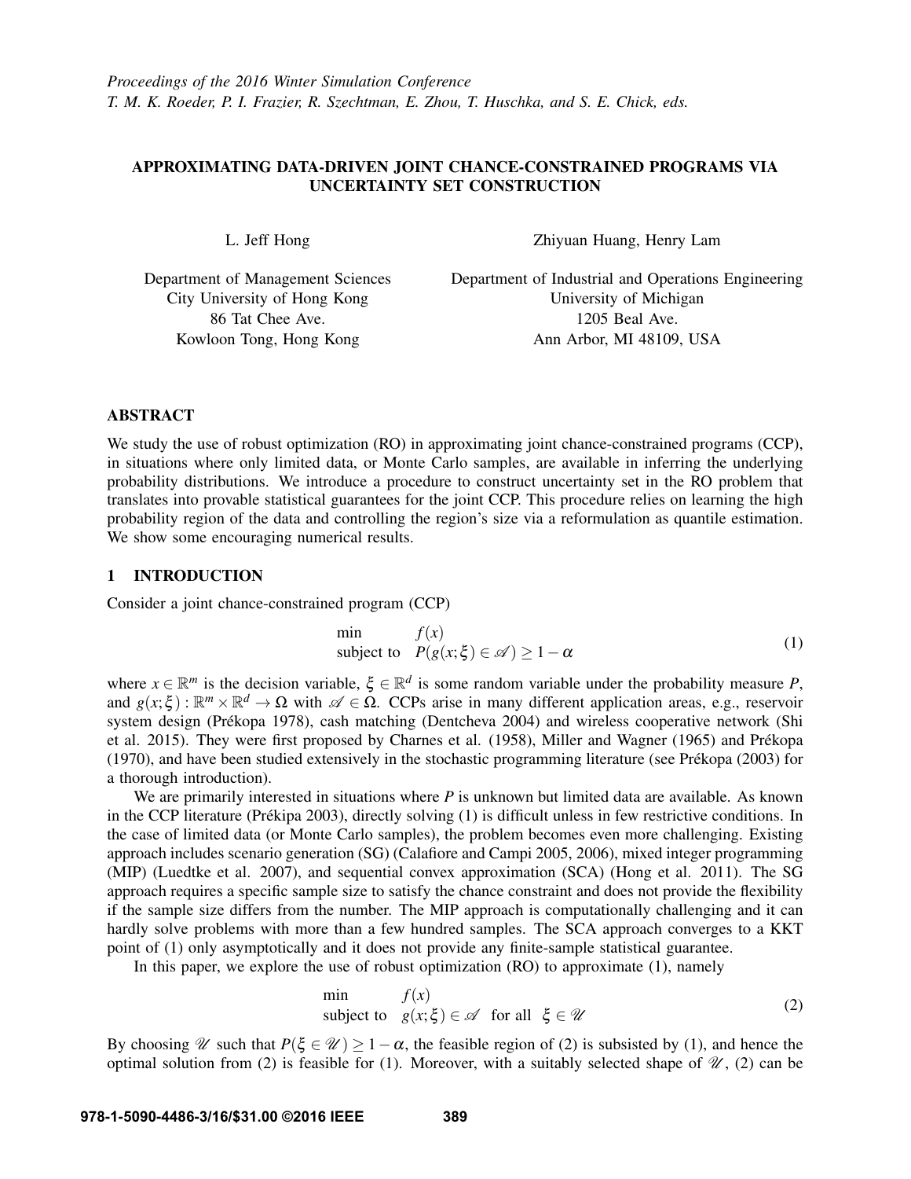Proceedings of the 2016 Winter Simulation Conference
T. M. K. Roeder, P. I. Frazier, R. Szechtman, E. Zhou, T. Huschka, and S. E. Chick, eds.

# APPROXIMATING DATA-DRIVEN JOINT CHANCE-CONSTRAINED PROGRAMS VIA UNCERTAINTY SET CONSTRUCTION

L. Jeff Hong

Department of Management Sciences
City University of Hong Kong
86 Tat Chee Ave.
Kowloon Tong, Hong Kong

Zhiyuan Huang, Henry Lam

Department of Industrial and Operations Engineering
University of Michigan
1205 Beal Ave.
Ann Arbor, MI 48109, USA

## ABSTRACT

We study the use of robust optimization (RO) in approximating joint chance-constrained programs (CCP), in situations where only limited data, or Monte Carlo samples, are available in inferring the underlying probability distributions. We introduce a procedure to construct uncertainty set in the RO problem that translates into provable statistical guarantees for the joint CCP. This procedure relies on learning the high probability region of the data and controlling the region's size via a reformulation as quantile estimation. We show some encouraging numerical results.

## 1 INTRODUCTION

Consider a joint chance-constrained program (CCP)

$$\begin{array}{ll} \min & f(x) \\ \text{subject to} & P(g(x;\xi) \in \mathscr{A}) \geq 1-\alpha \end{array} \tag{1}$$

where $x \in \mathbb{R}^m$ is the decision variable, $\xi \in \mathbb{R}^d$ is some random variable under the probability measure $P$, and $g(x;\xi) : \mathbb{R}^m \times \mathbb{R}^d \to \Omega$ with $\mathscr{A} \in \Omega$. CCPs arise in many different application areas, e.g., reservoir system design (Prékopa 1978), cash matching (Dentcheva 2004) and wireless cooperative network (Shi et al. 2015). They were first proposed by Charnes et al. (1958), Miller and Wagner (1965) and Prékopa (1970), and have been studied extensively in the stochastic programming literature (see Prékopa (2003) for a thorough introduction).

We are primarily interested in situations where $P$ is unknown but limited data are available. As known in the CCP literature (Prékipa 2003), directly solving (1) is difficult unless in few restrictive conditions. In the case of limited data (or Monte Carlo samples), the problem becomes even more challenging. Existing approach includes scenario generation (SG) (Calafiore and Campi 2005, 2006), mixed integer programming (MIP) (Luedtke et al. 2007), and sequential convex approximation (SCA) (Hong et al. 2011). The SG approach requires a specific sample size to satisfy the chance constraint and does not provide the flexibility if the sample size differs from the number. The MIP approach is computationally challenging and it can hardly solve problems with more than a few hundred samples. The SCA approach converges to a KKT point of (1) only asymptotically and it does not provide any finite-sample statistical guarantee.

In this paper, we explore the use of robust optimization (RO) to approximate (1), namely

$$\begin{array}{ll} \min & f(x) \\ \text{subject to} & g(x;\xi) \in \mathscr{A} \quad \text{for all} \quad \xi \in \mathscr{U} \end{array} \tag{2}$$

By choosing $\mathscr{U}$ such that $P(\xi \in \mathscr{U}) \geq 1-\alpha$, the feasible region of (2) is subsisted by (1), and hence the optimal solution from (2) is feasible for (1). Moreover, with a suitably selected shape of $\mathscr{U}$, (2) can be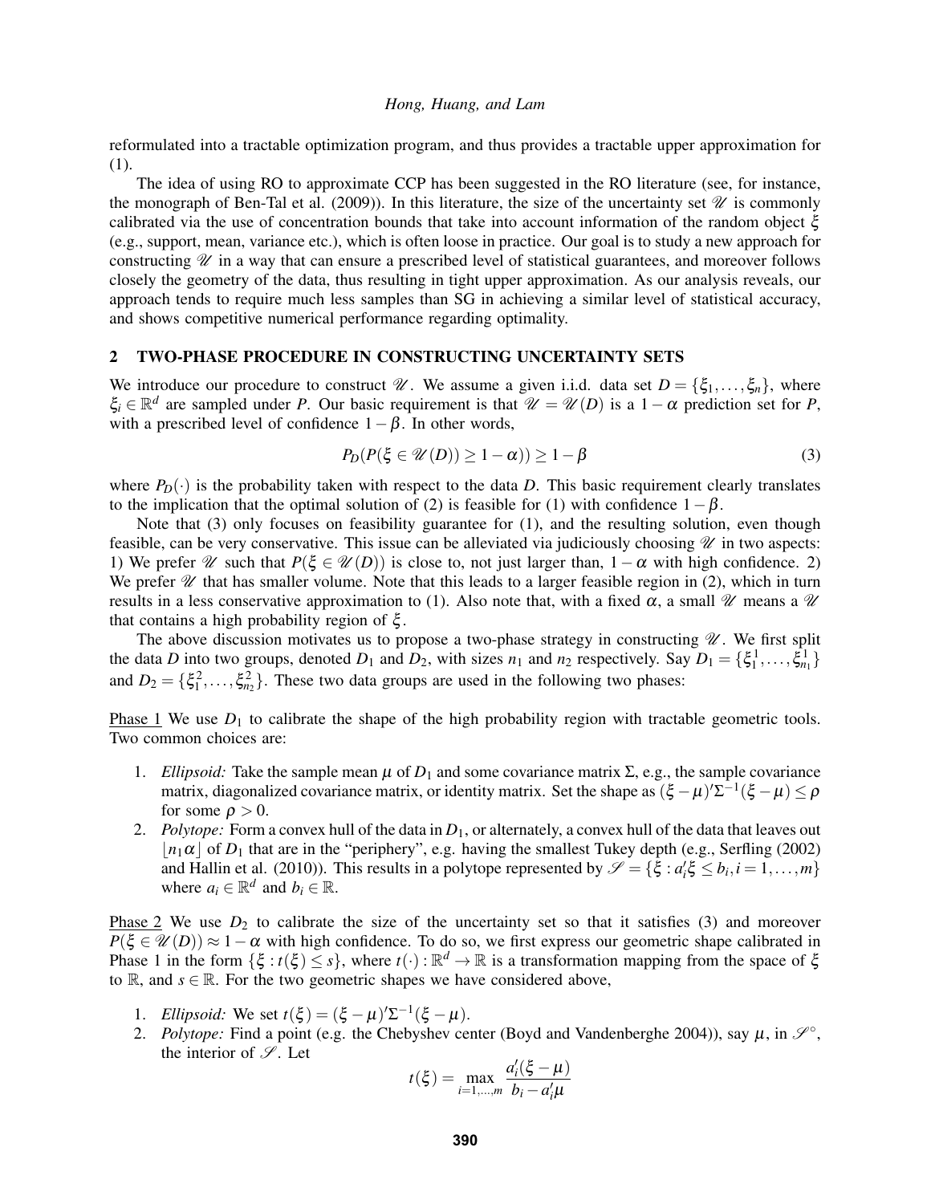reformulated into a tractable optimization program, and thus provides a tractable upper approximation for (1).

The idea of using RO to approximate CCP has been suggested in the RO literature (see, for instance, the monograph of Ben-Tal et al. (2009)). In this literature, the size of the uncertainty set $\mathscr{U}$ is commonly calibrated via the use of concentration bounds that take into account information of the random object $\xi$ (e.g., support, mean, variance etc.), which is often loose in practice. Our goal is to study a new approach for constructing $\mathscr{U}$ in a way that can ensure a prescribed level of statistical guarantees, and moreover follows closely the geometry of the data, thus resulting in tight upper approximation. As our analysis reveals, our approach tends to require much less samples than SG in achieving a similar level of statistical accuracy, and shows competitive numerical performance regarding optimality.

## 2 TWO-PHASE PROCEDURE IN CONSTRUCTING UNCERTAINTY SETS

We introduce our procedure to construct $\mathscr{U}$. We assume a given i.i.d. data set $D = \{\xi_1, \ldots, \xi_n\}$, where $\xi_i \in \mathbb{R}^d$ are sampled under $P$. Our basic requirement is that $\mathscr{U} = \mathscr{U}(D)$ is a $1-\alpha$ prediction set for $P$, with a prescribed level of confidence $1-\beta$. In other words,

$$P_D(P(\xi \in \mathscr{U}(D)) \geq 1-\alpha)) \geq 1-\beta \tag{3}$$

where $P_D(\cdot)$ is the probability taken with respect to the data $D$. This basic requirement clearly translates to the implication that the optimal solution of (2) is feasible for (1) with confidence $1-\beta$.

Note that (3) only focuses on feasibility guarantee for (1), and the resulting solution, even though feasible, can be very conservative. This issue can be alleviated via judiciously choosing $\mathscr{U}$ in two aspects: 1) We prefer $\mathscr{U}$ such that $P(\xi \in \mathscr{U}(D))$ is close to, not just larger than, $1-\alpha$ with high confidence. 2) We prefer $\mathscr{U}$ that has smaller volume. Note that this leads to a larger feasible region in (2), which in turn results in a less conservative approximation to (1). Also note that, with a fixed $\alpha$, a small $\mathscr{U}$ means a $\mathscr{U}$ that contains a high probability region of $\xi$.

The above discussion motivates us to propose a two-phase strategy in constructing $\mathscr{U}$. We first split the data $D$ into two groups, denoted $D_1$ and $D_2$, with sizes $n_1$ and $n_2$ respectively. Say $D_1 = \{\xi_1^1, \ldots, \xi_{n_1}^1\}$ and $D_2 = \{\xi_1^2, \ldots, \xi_{n_2}^2\}$. These two data groups are used in the following two phases:

Phase 1 We use $D_1$ to calibrate the shape of the high probability region with tractable geometric tools. Two common choices are:

1. *Ellipsoid:* Take the sample mean $\mu$ of $D_1$ and some covariance matrix $\Sigma$, e.g., the sample covariance matrix, diagonalized covariance matrix, or identity matrix. Set the shape as $(\xi-\mu)'\Sigma^{-1}(\xi-\mu) \leq \rho$ for some $\rho > 0$.
2. *Polytope:* Form a convex hull of the data in $D_1$, or alternately, a convex hull of the data that leaves out $\lfloor n_1\alpha \rfloor$ of $D_1$ that are in the "periphery", e.g. having the smallest Tukey depth (e.g., Serfling (2002) and Hallin et al. (2010)). This results in a polytope represented by $\mathscr{S} = \{\xi : a_i'\xi \leq b_i, i = 1, \ldots, m\}$ where $a_i \in \mathbb{R}^d$ and $b_i \in \mathbb{R}$.

Phase 2 We use $D_2$ to calibrate the size of the uncertainty set so that it satisfies (3) and moreover $P(\xi \in \mathscr{U}(D)) \approx 1-\alpha$ with high confidence. To do so, we first express our geometric shape calibrated in Phase 1 in the form $\{\xi : t(\xi) \leq s\}$, where $t(\cdot): \mathbb{R}^d \to \mathbb{R}$ is a transformation mapping from the space of $\xi$ to $\mathbb{R}$, and $s \in \mathbb{R}$. For the two geometric shapes we have considered above,

1. *Ellipsoid:* We set $t(\xi) = (\xi-\mu)'\Sigma^{-1}(\xi-\mu)$.
2. *Polytope:* Find a point (e.g. the Chebyshev center (Boyd and Vandenberghe 2004)), say $\mu$, in $\mathscr{S}^\circ$, the interior of $\mathscr{S}$. Let

$$t(\xi) = \max_{i=1,\ldots,m} \frac{a_i'(\xi-\mu)}{b_i - a_i'\mu}$$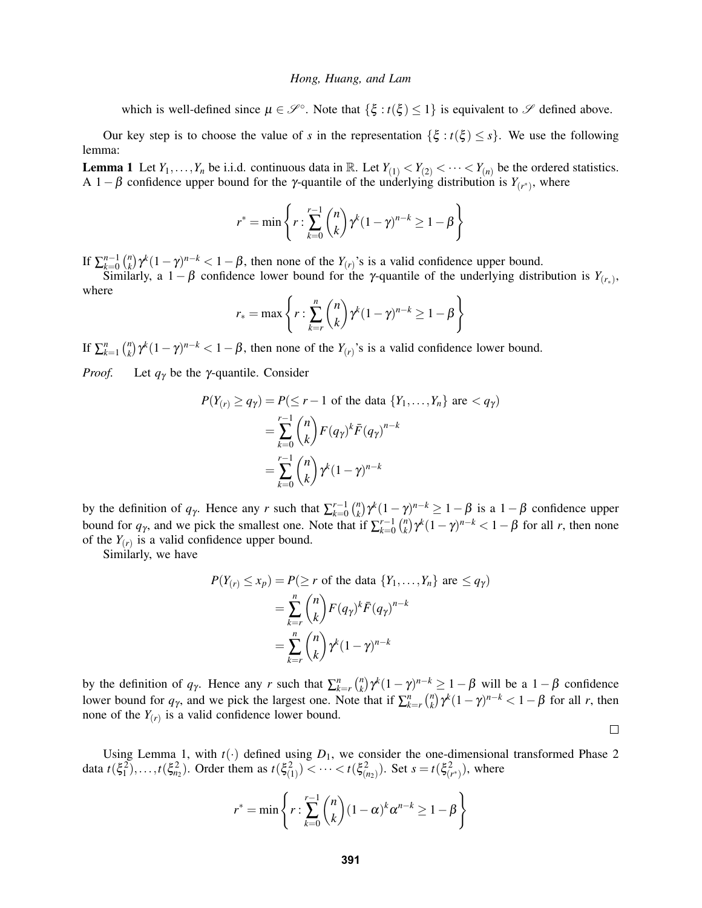which is well-defined since $\mu \in \mathscr{S}^\circ$. Note that $\{\xi : t(\xi) \leq 1\}$ is equivalent to $\mathscr{S}$ defined above.

Our key step is to choose the value of $s$ in the representation $\{\xi : t(\xi) \leq s\}$. We use the following lemma:

**Lemma 1** Let $Y_1, \ldots, Y_n$ be i.i.d. continuous data in $\mathbb{R}$. Let $Y_{(1)} < Y_{(2)} < \cdots < Y_{(n)}$ be the ordered statistics. A $1-\beta$ confidence upper bound for the $\gamma$-quantile of the underlying distribution is $Y_{(r^*)}$, where

$$r^* = \min\left\{ r : \sum_{k=0}^{r-1} \binom{n}{k} \gamma^k (1-\gamma)^{n-k} \geq 1-\beta \right\}$$

If $\sum_{k=0}^{n-1} \binom{n}{k} \gamma^k (1-\gamma)^{n-k} < 1-\beta$, then none of the $Y_{(r)}$'s is a valid confidence upper bound.

Similarly, a $1-\beta$ confidence lower bound for the $\gamma$-quantile of the underlying distribution is $Y_{(r_*)}$, where

$$r_* = \max\left\{ r : \sum_{k=r}^{n} \binom{n}{k} \gamma^k (1-\gamma)^{n-k} \geq 1-\beta \right\}$$

If $\sum_{k=1}^{n} \binom{n}{k} \gamma^k (1-\gamma)^{n-k} < 1-\beta$, then none of the $Y_{(r)}$'s is a valid confidence lower bound.

*Proof.* Let $q_\gamma$ be the $\gamma$-quantile. Consider

$$\begin{aligned}
P(Y_{(r)} \geq q_\gamma) &= P(\leq r-1 \text{ of the data } \{Y_1, \ldots, Y_n\} \text{ are } < q_\gamma) \\
&= \sum_{k=0}^{r-1} \binom{n}{k} F(q_\gamma)^k \bar{F}(q_\gamma)^{n-k} \\
&= \sum_{k=0}^{r-1} \binom{n}{k} \gamma^k (1-\gamma)^{n-k}
\end{aligned}$$

by the definition of $q_\gamma$. Hence any $r$ such that $\sum_{k=0}^{r-1} \binom{n}{k} \gamma^k (1-\gamma)^{n-k} \geq 1-\beta$ is a $1-\beta$ confidence upper bound for $q_\gamma$, and we pick the smallest one. Note that if $\sum_{k=0}^{r-1} \binom{n}{k} \gamma^k (1-\gamma)^{n-k} < 1-\beta$ for all $r$, then none of the $Y_{(r)}$ is a valid confidence upper bound.

Similarly, we have

$$\begin{aligned}
P(Y_{(r)} \leq x_p) &= P(\geq r \text{ of the data } \{Y_1, \ldots, Y_n\} \text{ are } \leq q_\gamma) \\
&= \sum_{k=r}^{n} \binom{n}{k} F(q_\gamma)^k \bar{F}(q_\gamma)^{n-k} \\
&= \sum_{k=r}^{n} \binom{n}{k} \gamma^k (1-\gamma)^{n-k}
\end{aligned}$$

by the definition of $q_\gamma$. Hence any $r$ such that $\sum_{k=r}^{n} \binom{n}{k} \gamma^k (1-\gamma)^{n-k} \geq 1-\beta$ will be a $1-\beta$ confidence lower bound for $q_\gamma$, and we pick the largest one. Note that if $\sum_{k=r}^{n} \binom{n}{k} \gamma^k (1-\gamma)^{n-k} < 1-\beta$ for all $r$, then none of the $Y_{(r)}$ is a valid confidence lower bound.

□

Using Lemma 1, with $t(\cdot)$ defined using $D_1$, we consider the one-dimensional transformed Phase 2 data $t(\xi_1^2), \ldots, t(\xi_{n_2}^2)$. Order them as $t(\xi_{(1)}^2) < \cdots < t(\xi_{(n_2)}^2)$. Set $s = t(\xi_{(r^*)}^2)$, where

$$r^* = \min\left\{ r : \sum_{k=0}^{r-1} \binom{n}{k} (1-\alpha)^k \alpha^{n-k} \geq 1-\beta \right\}$$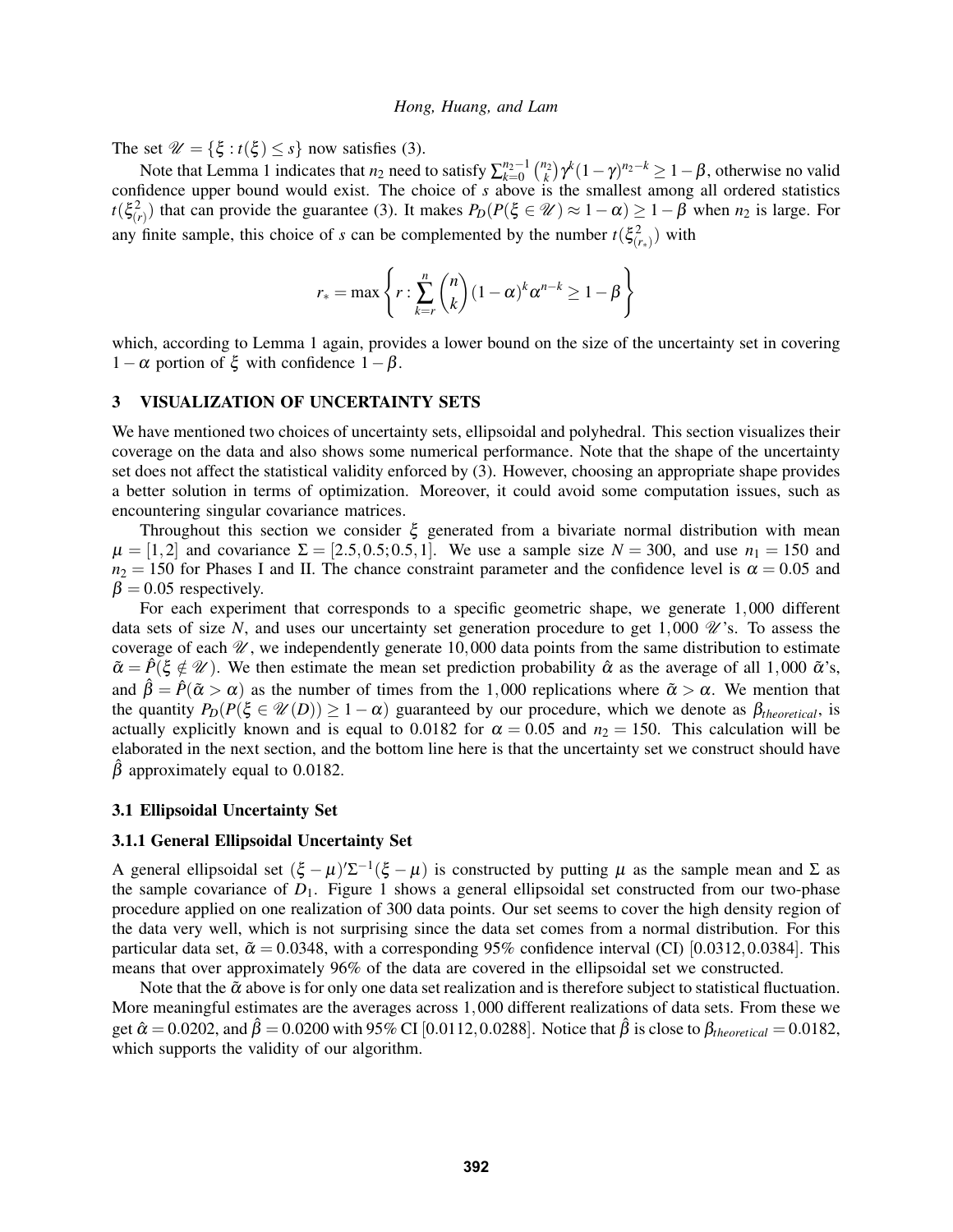The set $\mathscr{U} = \{\xi : t(\xi) \leq s\}$ now satisfies (3).

Note that Lemma 1 indicates that $n_2$ need to satisfy $\sum_{k=0}^{n_2-1} \binom{n_2}{k} \gamma^k (1-\gamma)^{n_2-k} \geq 1-\beta$, otherwise no valid confidence upper bound would exist. The choice of $s$ above is the smallest among all ordered statistics $t(\xi^2_{(r)})$ that can provide the guarantee (3). It makes $P_D(P(\xi \in \mathscr{U}) \approx 1-\alpha) \geq 1-\beta$ when $n_2$ is large. For any finite sample, this choice of $s$ can be complemented by the number $t(\xi^2_{(r_*)})$ with

$$r_* = \max\left\{r : \sum_{k=r}^{n} \binom{n}{k} (1-\alpha)^k \alpha^{n-k} \geq 1-\beta\right\}$$

which, according to Lemma 1 again, provides a lower bound on the size of the uncertainty set in covering $1-\alpha$ portion of $\xi$ with confidence $1-\beta$.

## 3 VISUALIZATION OF UNCERTAINTY SETS

We have mentioned two choices of uncertainty sets, ellipsoidal and polyhedral. This section visualizes their coverage on the data and also shows some numerical performance. Note that the shape of the uncertainty set does not affect the statistical validity enforced by (3). However, choosing an appropriate shape provides a better solution in terms of optimization. Moreover, it could avoid some computation issues, such as encountering singular covariance matrices.

Throughout this section we consider $\xi$ generated from a bivariate normal distribution with mean $\mu = [1,2]$ and covariance $\Sigma = [2.5, 0.5; 0.5, 1]$. We use a sample size $N = 300$, and use $n_1 = 150$ and $n_2 = 150$ for Phases I and II. The chance constraint parameter and the confidence level is $\alpha = 0.05$ and $\beta = 0.05$ respectively.

For each experiment that corresponds to a specific geometric shape, we generate 1,000 different data sets of size $N$, and uses our uncertainty set generation procedure to get 1,000 $\mathscr{U}$'s. To assess the coverage of each $\mathscr{U}$, we independently generate 10,000 data points from the same distribution to estimate $\tilde{\alpha} = \hat{P}(\xi \notin \mathscr{U})$. We then estimate the mean set prediction probability $\hat{\alpha}$ as the average of all 1,000 $\tilde{\alpha}$'s, and $\hat{\beta} = \hat{P}(\tilde{\alpha} > \alpha)$ as the number of times from the 1,000 replications where $\tilde{\alpha} > \alpha$. We mention that the quantity $P_D(P(\xi \in \mathscr{U}(D)) \geq 1-\alpha)$ guaranteed by our procedure, which we denote as $\beta_{theoretical}$, is actually explicitly known and is equal to 0.0182 for $\alpha = 0.05$ and $n_2 = 150$. This calculation will be elaborated in the next section, and the bottom line here is that the uncertainty set we construct should have $\hat{\beta}$ approximately equal to 0.0182.

### 3.1 Ellipsoidal Uncertainty Set

#### 3.1.1 General Ellipsoidal Uncertainty Set

A general ellipsoidal set $(\xi-\mu)'\Sigma^{-1}(\xi-\mu)$ is constructed by putting $\mu$ as the sample mean and $\Sigma$ as the sample covariance of $D_1$. Figure 1 shows a general ellipsoidal set constructed from our two-phase procedure applied on one realization of 300 data points. Our set seems to cover the high density region of the data very well, which is not surprising since the data set comes from a normal distribution. For this particular data set, $\tilde{\alpha} = 0.0348$, with a corresponding 95% confidence interval (CI) $[0.0312, 0.0384]$. This means that over approximately 96% of the data are covered in the ellipsoidal set we constructed.

Note that the $\tilde{\alpha}$ above is for only one data set realization and is therefore subject to statistical fluctuation. More meaningful estimates are the averages across 1,000 different realizations of data sets. From these we get $\hat{\alpha} = 0.0202$, and $\hat{\beta} = 0.0200$ with 95% CI $[0.0112, 0.0288]$. Notice that $\hat{\beta}$ is close to $\beta_{theoretical} = 0.0182$, which supports the validity of our algorithm.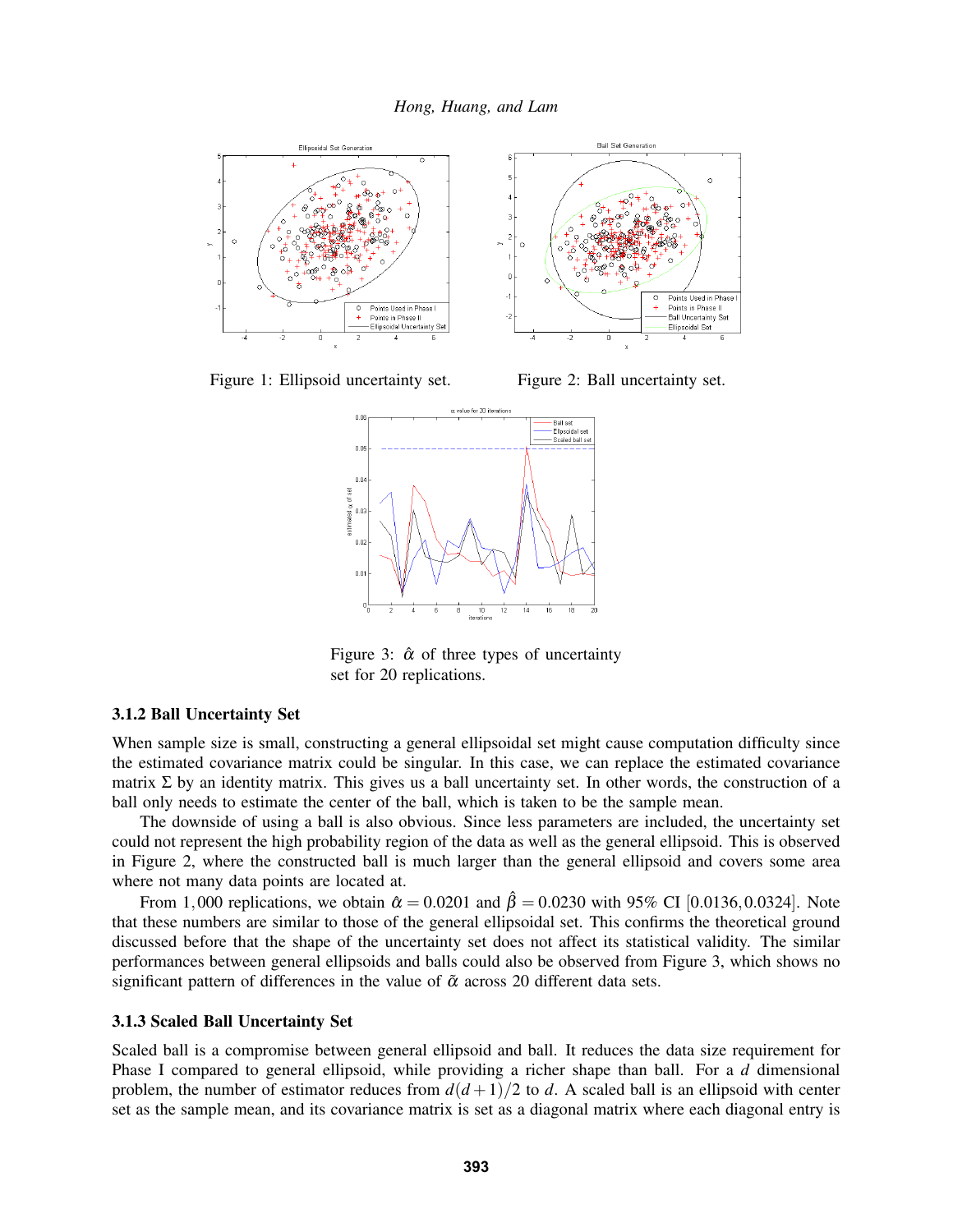Figure 1: Ellipsoid uncertainty set.

Figure 2: Ball uncertainty set.

Figure 3: $\hat{\alpha}$ of three types of uncertainty set for 20 replications.

### 3.1.2 Ball Uncertainty Set

When sample size is small, constructing a general ellipsoidal set might cause computation difficulty since the estimated covariance matrix could be singular. In this case, we can replace the estimated covariance matrix $\Sigma$ by an identity matrix. This gives us a ball uncertainty set. In other words, the construction of a ball only needs to estimate the center of the ball, which is taken to be the sample mean.

The downside of using a ball is also obvious. Since less parameters are included, the uncertainty set could not represent the high probability region of the data as well as the general ellipsoid. This is observed in Figure 2, where the constructed ball is much larger than the general ellipsoid and covers some area where not many data points are located at.

From 1,000 replications, we obtain $\hat{\alpha} = 0.0201$ and $\hat{\beta} = 0.0230$ with 95% CI $[0.0136, 0.0324]$. Note that these numbers are similar to those of the general ellipsoidal set. This confirms the theoretical ground discussed before that the shape of the uncertainty set does not affect its statistical validity. The similar performances between general ellipsoids and balls could also be observed from Figure 3, which shows no significant pattern of differences in the value of $\tilde{\alpha}$ across 20 different data sets.

### 3.1.3 Scaled Ball Uncertainty Set

Scaled ball is a compromise between general ellipsoid and ball. It reduces the data size requirement for Phase I compared to general ellipsoid, while providing a richer shape than ball. For a $d$ dimensional problem, the number of estimator reduces from $d(d+1)/2$ to $d$. A scaled ball is an ellipsoid with center set as the sample mean, and its covariance matrix is set as a diagonal matrix where each diagonal entry is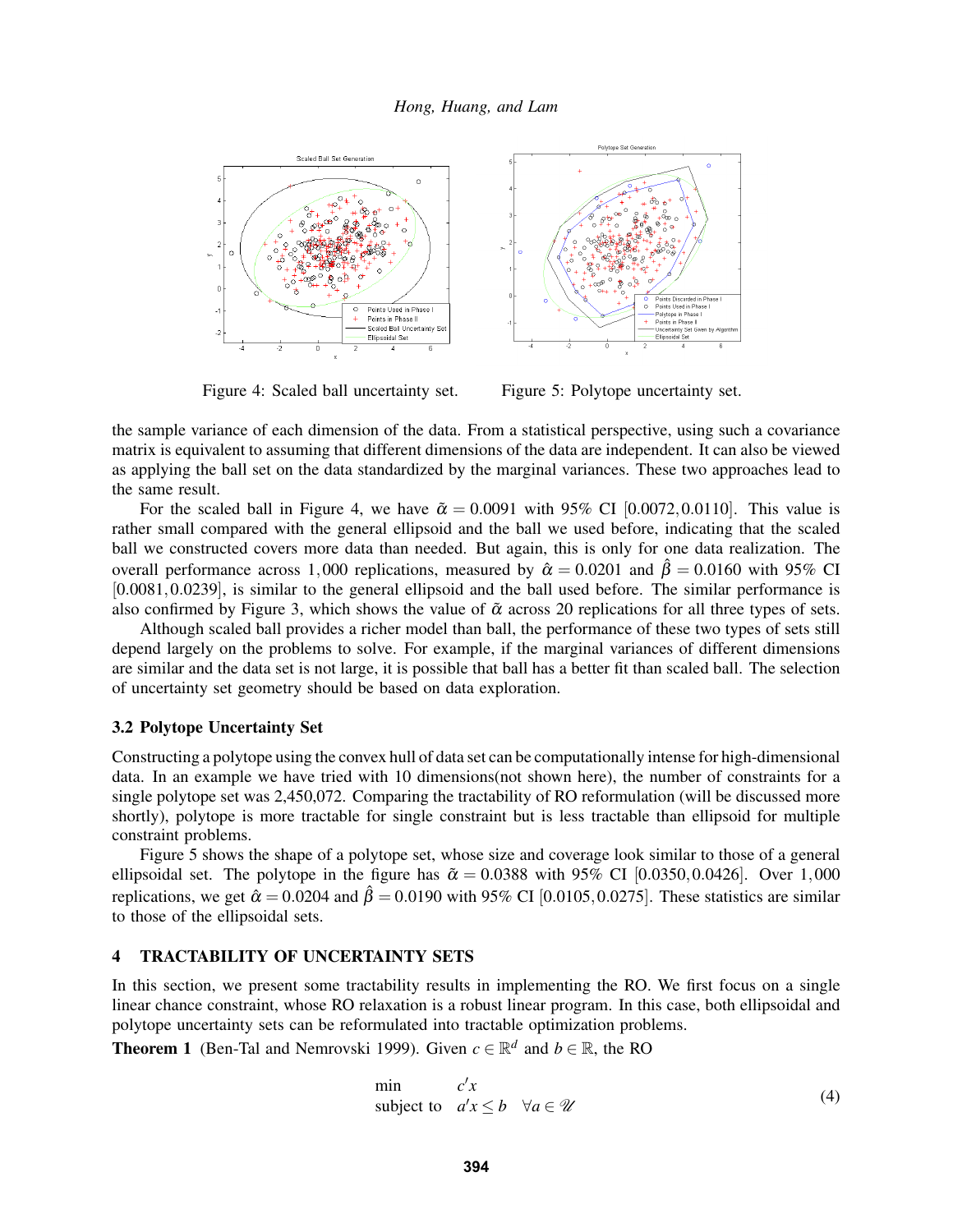Figure 4: Scaled ball uncertainty set.

Figure 5: Polytope uncertainty set.

the sample variance of each dimension of the data. From a statistical perspective, using such a covariance matrix is equivalent to assuming that different dimensions of the data are independent. It can also be viewed as applying the ball set on the data standardized by the marginal variances. These two approaches lead to the same result.

For the scaled ball in Figure 4, we have $\tilde{\alpha} = 0.0091$ with 95% CI $[0.0072, 0.0110]$. This value is rather small compared with the general ellipsoid and the ball we used before, indicating that the scaled ball we constructed covers more data than needed. But again, this is only for one data realization. The overall performance across 1,000 replications, measured by $\hat{\alpha} = 0.0201$ and $\hat{\beta} = 0.0160$ with 95% CI $[0.0081, 0.0239]$, is similar to the general ellipsoid and the ball used before. The similar performance is also confirmed by Figure 3, which shows the value of $\tilde{\alpha}$ across 20 replications for all three types of sets.

Although scaled ball provides a richer model than ball, the performance of these two types of sets still depend largely on the problems to solve. For example, if the marginal variances of different dimensions are similar and the data set is not large, it is possible that ball has a better fit than scaled ball. The selection of uncertainty set geometry should be based on data exploration.

### 3.2 Polytope Uncertainty Set

Constructing a polytope using the convex hull of data set can be computationally intense for high-dimensional data. In an example we have tried with 10 dimensions(not shown here), the number of constraints for a single polytope set was 2,450,072. Comparing the tractability of RO reformulation (will be discussed more shortly), polytope is more tractable for single constraint but is less tractable than ellipsoid for multiple constraint problems.

Figure 5 shows the shape of a polytope set, whose size and coverage look similar to those of a general ellipsoidal set. The polytope in the figure has $\tilde{\alpha} = 0.0388$ with 95% CI $[0.0350, 0.0426]$. Over 1,000 replications, we get $\hat{\alpha} = 0.0204$ and $\hat{\beta} = 0.0190$ with 95% CI $[0.0105, 0.0275]$. These statistics are similar to those of the ellipsoidal sets.

## 4 TRACTABILITY OF UNCERTAINTY SETS

In this section, we present some tractability results in implementing the RO. We first focus on a single linear chance constraint, whose RO relaxation is a robust linear program. In this case, both ellipsoidal and polytope uncertainty sets can be reformulated into tractable optimization problems.

**Theorem 1** (Ben-Tal and Nemrovski 1999). Given $c \in \mathbb{R}^d$ and $b \in \mathbb{R}$, the RO

$$\begin{array}{ll} \min & c'x \\ \text{subject to} & a'x \leq b \quad \forall a \in \mathcal{U} \end{array} \tag{4}$$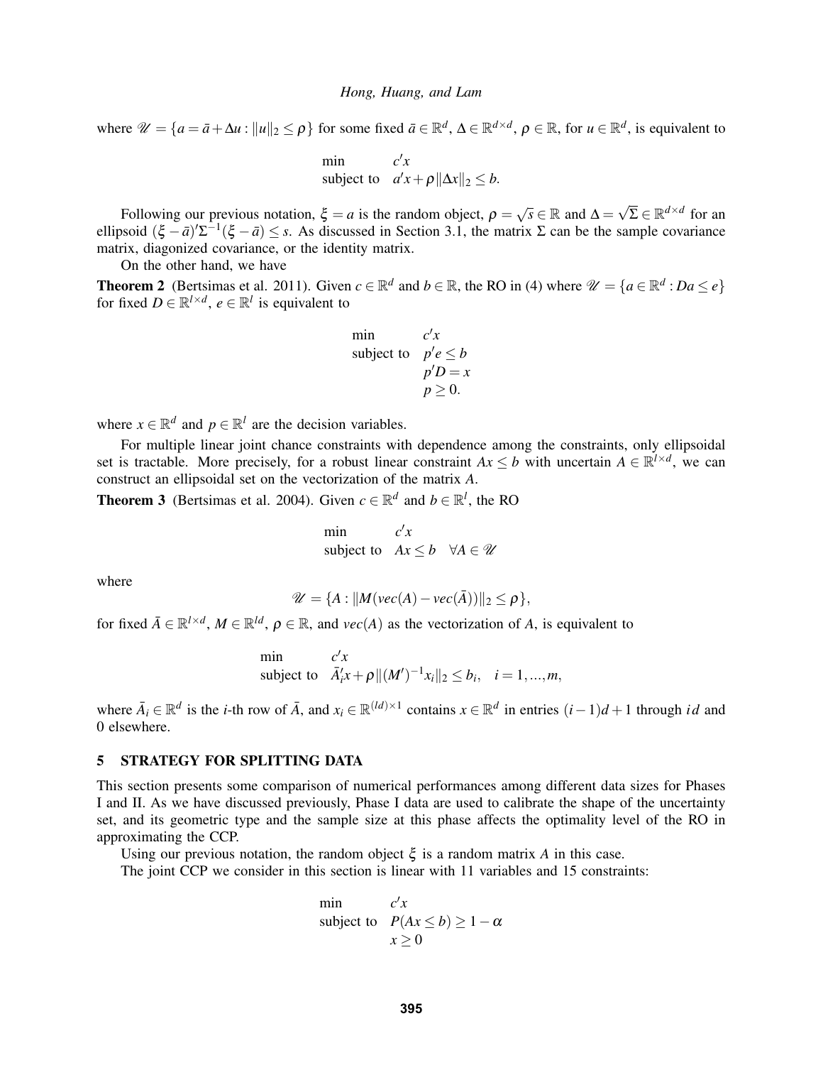where $\mathscr{U} = \{a = \bar{a} + \Delta u : \|u\|_2 \leq \rho\}$ for some fixed $\bar{a} \in \mathbb{R}^d$, $\Delta \in \mathbb{R}^{d \times d}$, $\rho \in \mathbb{R}$, for $u \in \mathbb{R}^d$, is equivalent to

$$
\begin{array}{ll}
\min & c'x \\
\text{subject to} & a'x + \rho\|\Delta x\|_2 \leq b.
\end{array}
$$

Following our previous notation, $\xi = a$ is the random object, $\rho = \sqrt{s} \in \mathbb{R}$ and $\Delta = \sqrt{\Sigma} \in \mathbb{R}^{d \times d}$ for an ellipsoid $(\xi - \bar{a})'\Sigma^{-1}(\xi - \bar{a}) \leq s$. As discussed in Section 3.1, the matrix $\Sigma$ can be the sample covariance matrix, diagonized covariance, or the identity matrix.

On the other hand, we have

**Theorem 2** (Bertsimas et al. 2011). Given $c \in \mathbb{R}^d$ and $b \in \mathbb{R}$, the RO in (4) where $\mathscr{U} = \{a \in \mathbb{R}^d : Da \leq e\}$ for fixed $D \in \mathbb{R}^{l \times d}$, $e \in \mathbb{R}^l$ is equivalent to

$$
\begin{array}{ll}
\min & c'x \\
\text{subject to} & p'e \leq b \\
 & p'D = x \\
 & p \geq 0.
\end{array}
$$

where $x \in \mathbb{R}^d$ and $p \in \mathbb{R}^l$ are the decision variables.

For multiple linear joint chance constraints with dependence among the constraints, only ellipsoidal set is tractable. More precisely, for a robust linear constraint $Ax \leq b$ with uncertain $A \in \mathbb{R}^{l \times d}$, we can construct an ellipsoidal set on the vectorization of the matrix $A$.

**Theorem 3** (Bertsimas et al. 2004). Given $c \in \mathbb{R}^d$ and $b \in \mathbb{R}^l$, the RO

$$
\begin{array}{ll}
\min & c'x \\
\text{subject to} & Ax \leq b \quad \forall A \in \mathscr{U}
\end{array}
$$

where

$$
\mathscr{U} = \{A : \|M(vec(A) - vec(\bar{A}))\|_2 \leq \rho\},
$$

for fixed $\bar{A} \in \mathbb{R}^{l \times d}$, $M \in \mathbb{R}^{ld}$, $\rho \in \mathbb{R}$, and $vec(A)$ as the vectorization of $A$, is equivalent to

$$
\begin{array}{ll}
\min & c'x \\
\text{subject to} & \bar{A}_i'x + \rho\|(M')^{-1}x_i\|_2 \leq b_i, \quad i = 1, \ldots, m,
\end{array}
$$

where $\bar{A}_i \in \mathbb{R}^d$ is the $i$-th row of $\bar{A}$, and $x_i \in \mathbb{R}^{(ld) \times 1}$ contains $x \in \mathbb{R}^d$ in entries $(i-1)d + 1$ through $id$ and 0 elsewhere.

## 5 STRATEGY FOR SPLITTING DATA

This section presents some comparison of numerical performances among different data sizes for Phases I and II. As we have discussed previously, Phase I data are used to calibrate the shape of the uncertainty set, and its geometric type and the sample size at this phase affects the optimality level of the RO in approximating the CCP.

Using our previous notation, the random object $\xi$ is a random matrix $A$ in this case.

The joint CCP we consider in this section is linear with 11 variables and 15 constraints:

$$
\begin{array}{ll}
\min & c'x \\
\text{subject to} & P(Ax \leq b) \geq 1 - \alpha \\
 & x \geq 0
\end{array}
$$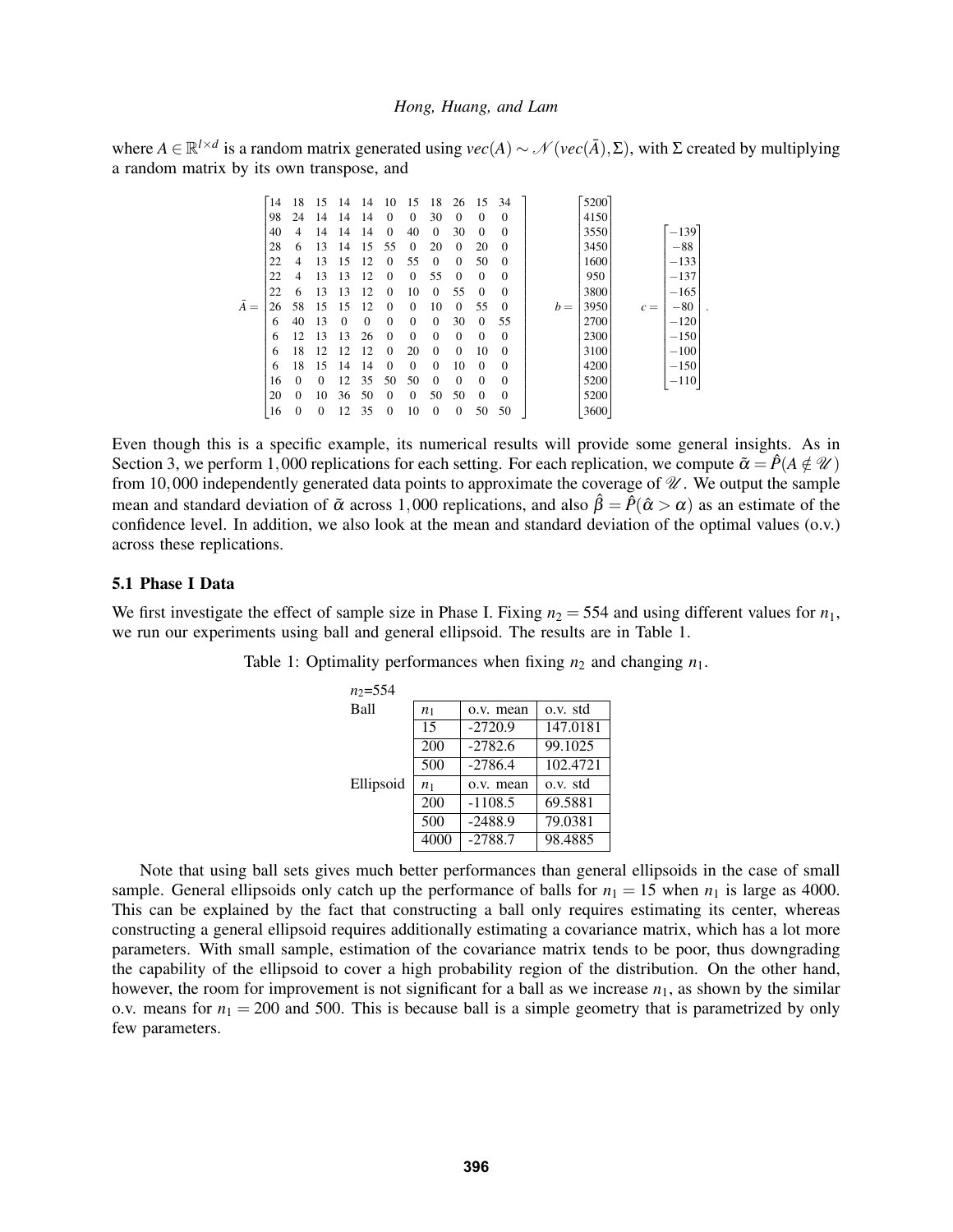where $A \in \mathbb{R}^{l \times d}$ is a random matrix generated using $vec(A) \sim \mathcal{N}(vec(\bar{A}), \Sigma)$, with $\Sigma$ created by multiplying a random matrix by its own transpose, and

$$
\bar{A} = \begin{bmatrix}
14 & 18 & 15 & 14 & 14 & 10 & 15 & 18 & 26 & 15 & 34 \\
98 & 24 & 14 & 14 & 14 & 0 & 0 & 30 & 0 & 0 & 0 \\
40 & 4 & 14 & 14 & 14 & 0 & 40 & 0 & 30 & 0 & 0 \\
28 & 6 & 13 & 14 & 15 & 55 & 0 & 20 & 0 & 20 & 0 \\
22 & 4 & 13 & 15 & 12 & 0 & 55 & 0 & 0 & 50 & 0 \\
22 & 4 & 13 & 13 & 12 & 0 & 0 & 55 & 0 & 0 & 0 \\
22 & 6 & 13 & 13 & 12 & 0 & 10 & 0 & 55 & 0 & 0 \\
26 & 58 & 15 & 15 & 12 & 0 & 0 & 10 & 0 & 55 & 0 \\
6 & 40 & 13 & 0 & 0 & 0 & 0 & 0 & 30 & 0 & 55 \\
6 & 12 & 13 & 13 & 26 & 0 & 0 & 0 & 0 & 0 & 0 \\
6 & 18 & 12 & 12 & 12 & 0 & 20 & 0 & 0 & 10 & 0 \\
6 & 18 & 15 & 14 & 14 & 0 & 0 & 0 & 10 & 0 & 0 \\
16 & 0 & 0 & 12 & 35 & 50 & 50 & 0 & 0 & 0 & 0 \\
20 & 0 & 10 & 36 & 50 & 0 & 0 & 50 & 50 & 0 & 0 \\
16 & 0 & 0 & 12 & 35 & 0 & 10 & 0 & 0 & 50 & 50
\end{bmatrix}
\quad
b = \begin{bmatrix}
5200 \\ 4150 \\ 3550 \\ 3450 \\ 1600 \\ 950 \\ 3800 \\ 3950 \\ 2700 \\ 2300 \\ 3100 \\ 4200 \\ 5200 \\ 5200 \\ 3600
\end{bmatrix}
\quad
c = \begin{bmatrix}
-139 \\ -88 \\ -133 \\ -137 \\ -165 \\ -80 \\ -120 \\ -150 \\ -100 \\ -150 \\ -110
\end{bmatrix}.
$$

Even though this is a specific example, its numerical results will provide some general insights. As in Section 3, we perform 1,000 replications for each setting. For each replication, we compute $\tilde{\alpha} = \hat{P}(A \notin \mathscr{U})$ from 10,000 independently generated data points to approximate the coverage of $\mathscr{U}$. We output the sample mean and standard deviation of $\tilde{\alpha}$ across 1,000 replications, and also $\hat{\beta} = \hat{P}(\hat{\alpha} > \alpha)$ as an estimate of the confidence level. In addition, we also look at the mean and standard deviation of the optimal values (o.v.) across these replications.

### 5.1 Phase I Data

We first investigate the effect of sample size in Phase I. Fixing $n_2 = 554$ and using different values for $n_1$, we run our experiments using ball and general ellipsoid. The results are in Table 1.

Table 1: Optimality performances when fixing $n_2$ and changing $n_1$.

| $n_2$=554 | | | |
|---|---|---|---|
| Ball | $n_1$ | o.v. mean | o.v. std |
| | 15 | -2720.9 | 147.0181 |
| | 200 | -2782.6 | 99.1025 |
| | 500 | -2786.4 | 102.4721 |
| Ellipsoid | $n_1$ | o.v. mean | o.v. std |
| | 200 | -1108.5 | 69.5881 |
| | 500 | -2488.9 | 79.0381 |
| | 4000 | -2788.7 | 98.4885 |

Note that using ball sets gives much better performances than general ellipsoids in the case of small sample. General ellipsoids only catch up the performance of balls for $n_1 = 15$ when $n_1$ is large as 4000. This can be explained by the fact that constructing a ball only requires estimating its center, whereas constructing a general ellipsoid requires additionally estimating a covariance matrix, which has a lot more parameters. With small sample, estimation of the covariance matrix tends to be poor, thus downgrading the capability of the ellipsoid to cover a high probability region of the distribution. On the other hand, however, the room for improvement is not significant for a ball as we increase $n_1$, as shown by the similar o.v. means for $n_1 = 200$ and 500. This is because ball is a simple geometry that is parametrized by only few parameters.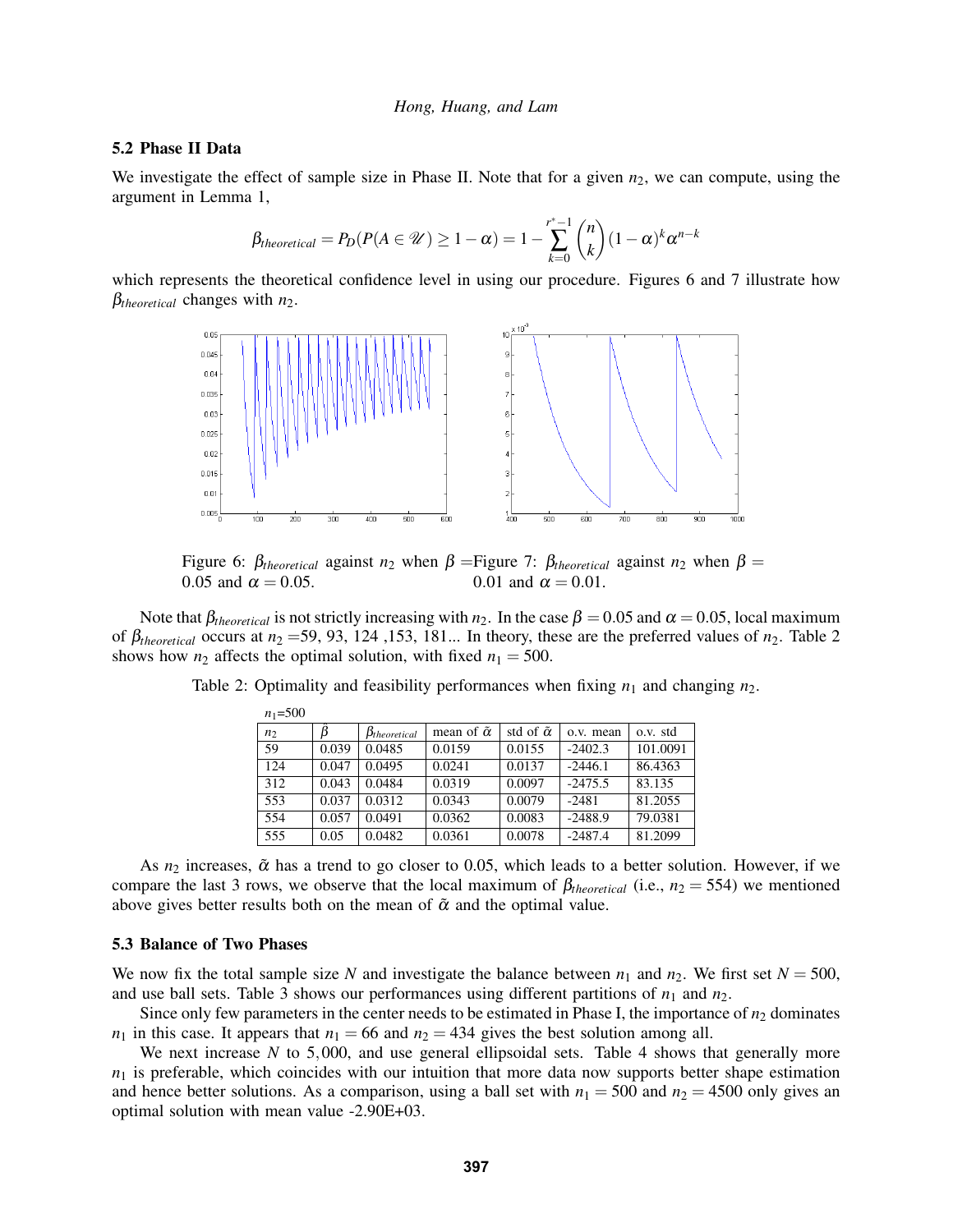### 5.2 Phase II Data

We investigate the effect of sample size in Phase II. Note that for a given $n_2$, we can compute, using the argument in Lemma 1,

$$\beta_{theoretical} = P_D(P(A \in \mathscr{U}) \geq 1-\alpha) = 1 - \sum_{k=0}^{r^*-1} \binom{n}{k} (1-\alpha)^k \alpha^{n-k}$$

which represents the theoretical confidence level in using our procedure. Figures 6 and 7 illustrate how $\beta_{theoretical}$ changes with $n_2$.

Figure 6: $\beta_{theoretical}$ against $n_2$ when $\beta = 0.05$ and $\alpha = 0.05$.

Figure 7: $\beta_{theoretical}$ against $n_2$ when $\beta = 0.01$ and $\alpha = 0.01$.

Note that $\beta_{theoretical}$ is not strictly increasing with $n_2$. In the case $\beta = 0.05$ and $\alpha = 0.05$, local maximum of $\beta_{theoretical}$ occurs at $n_2$ =59, 93, 124 ,153, 181... In theory, these are the preferred values of $n_2$. Table 2 shows how $n_2$ affects the optimal solution, with fixed $n_1 = 500$.

Table 2: Optimality and feasibility performances when fixing $n_1$ and changing $n_2$.

$n_1$=500

| $n_2$ | $\tilde{\beta}$ | $\beta_{theoretical}$ | mean of $\tilde{\alpha}$ | std of $\tilde{\alpha}$ | o.v. mean | o.v. std |
|---|---|---|---|---|---|---|
| 59 | 0.039 | 0.0485 | 0.0159 | 0.0155 | -2402.3 | 101.0091 |
| 124 | 0.047 | 0.0495 | 0.0241 | 0.0137 | -2446.1 | 86.4363 |
| 312 | 0.043 | 0.0484 | 0.0319 | 0.0097 | -2475.5 | 83.135 |
| 553 | 0.037 | 0.0312 | 0.0343 | 0.0079 | -2481 | 81.2055 |
| 554 | 0.057 | 0.0491 | 0.0362 | 0.0083 | -2488.9 | 79.0381 |
| 555 | 0.05 | 0.0482 | 0.0361 | 0.0078 | -2487.4 | 81.2099 |

As $n_2$ increases, $\tilde{\alpha}$ has a trend to go closer to 0.05, which leads to a better solution. However, if we compare the last 3 rows, we observe that the local maximum of $\beta_{theoretical}$ (i.e., $n_2 = 554$) we mentioned above gives better results both on the mean of $\tilde{\alpha}$ and the optimal value.

### 5.3 Balance of Two Phases

We now fix the total sample size $N$ and investigate the balance between $n_1$ and $n_2$. We first set $N = 500$, and use ball sets. Table 3 shows our performances using different partitions of $n_1$ and $n_2$.

Since only few parameters in the center needs to be estimated in Phase I, the importance of $n_2$ dominates $n_1$ in this case. It appears that $n_1 = 66$ and $n_2 = 434$ gives the best solution among all.

We next increase $N$ to 5,000, and use general ellipsoidal sets. Table 4 shows that generally more $n_1$ is preferable, which coincides with our intuition that more data now supports better shape estimation and hence better solutions. As a comparison, using a ball set with $n_1 = 500$ and $n_2 = 4500$ only gives an optimal solution with mean value -2.90E+03.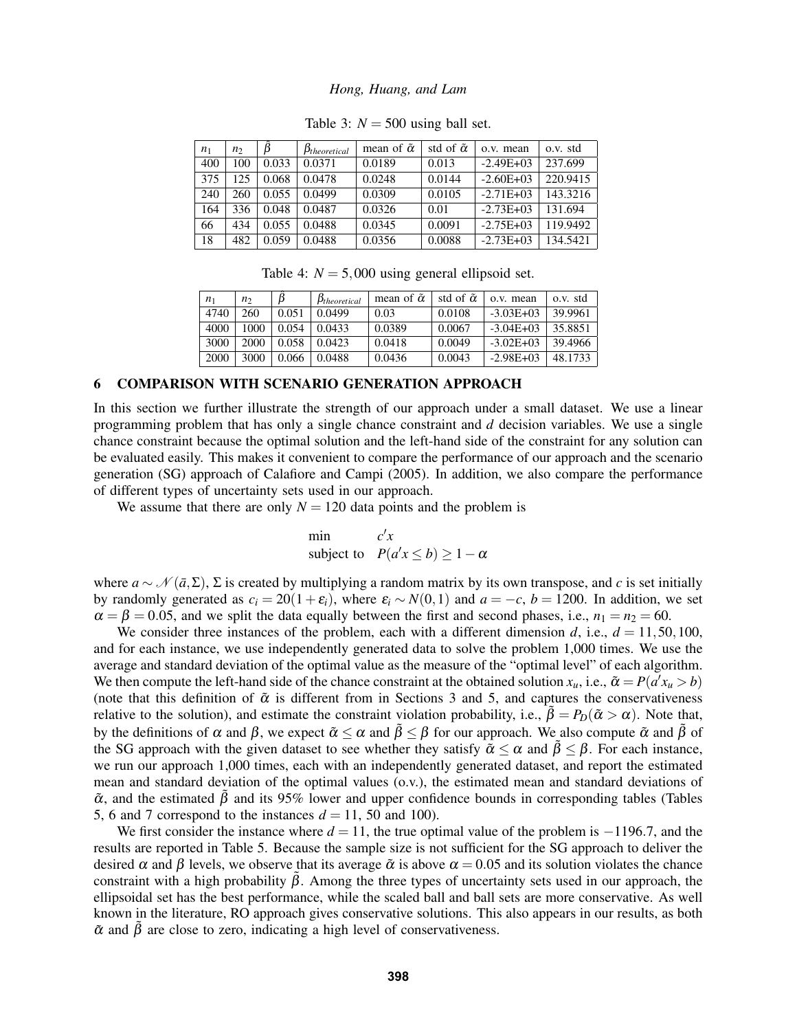Table 3: $N = 500$ using ball set.

| $n_1$ | $n_2$ | $\hat{\beta}$ | $\beta_{theoretical}$ | mean of $\tilde{\alpha}$ | std of $\tilde{\alpha}$ | o.v. mean | o.v. std |
|---|---|---|---|---|---|---|---|
| 400 | 100 | 0.033 | 0.0371 | 0.0189 | 0.013 | -2.49E+03 | 237.699 |
| 375 | 125 | 0.068 | 0.0478 | 0.0248 | 0.0144 | -2.60E+03 | 220.9415 |
| 240 | 260 | 0.055 | 0.0499 | 0.0309 | 0.0105 | -2.71E+03 | 143.3216 |
| 164 | 336 | 0.048 | 0.0487 | 0.0326 | 0.01 | -2.73E+03 | 131.694 |
| 66 | 434 | 0.055 | 0.0488 | 0.0345 | 0.0091 | -2.75E+03 | 119.9492 |
| 18 | 482 | 0.059 | 0.0488 | 0.0356 | 0.0088 | -2.73E+03 | 134.5421 |

Table 4: $N = 5,000$ using general ellipsoid set.

| $n_1$ | $n_2$ | $\hat{\beta}$ | $\beta_{theoretical}$ | mean of $\tilde{\alpha}$ | std of $\tilde{\alpha}$ | o.v. mean | o.v. std |
|---|---|---|---|---|---|---|---|
| 4740 | 260 | 0.051 | 0.0499 | 0.03 | 0.0108 | -3.03E+03 | 39.9961 |
| 4000 | 1000 | 0.054 | 0.0433 | 0.0389 | 0.0067 | -3.04E+03 | 35.8851 |
| 3000 | 2000 | 0.058 | 0.0423 | 0.0418 | 0.0049 | -3.02E+03 | 39.4966 |
| 2000 | 3000 | 0.066 | 0.0488 | 0.0436 | 0.0043 | -2.98E+03 | 48.1733 |

## 6 COMPARISON WITH SCENARIO GENERATION APPROACH

In this section we further illustrate the strength of our approach under a small dataset. We use a linear programming problem that has only a single chance constraint and $d$ decision variables. We use a single chance constraint because the optimal solution and the left-hand side of the constraint for any solution can be evaluated easily. This makes it convenient to compare the performance of our approach and the scenario generation (SG) approach of Calafiore and Campi (2005). In addition, we also compare the performance of different types of uncertainty sets used in our approach.

We assume that there are only $N = 120$ data points and the problem is

$$\begin{aligned} \min \quad & c'x \\ \text{subject to} \quad & P(a'x \leq b) \geq 1 - \alpha \end{aligned}$$

where $a \sim \mathcal{N}(\bar{a}, \Sigma)$, $\Sigma$ is created by multiplying a random matrix by its own transpose, and $c$ is set initially by randomly generated as $c_i = 20(1 + \varepsilon_i)$, where $\varepsilon_i \sim N(0,1)$ and $a = -c$, $b = 1200$. In addition, we set $\alpha = \beta = 0.05$, and we split the data equally between the first and second phases, i.e., $n_1 = n_2 = 60$.

We consider three instances of the problem, each with a different dimension $d$, i.e., $d = 11, 50, 100$, and for each instance, we use independently generated data to solve the problem 1,000 times. We use the average and standard deviation of the optimal value as the measure of the "optimal level" of each algorithm. We then compute the left-hand side of the chance constraint at the obtained solution $x_u$, i.e., $\tilde{\alpha} = P(a'x_u > b)$ (note that this definition of $\tilde{\alpha}$ is different from in Sections 3 and 5, and captures the conservativeness relative to the solution), and estimate the constraint violation probability, i.e., $\tilde{\beta} = P_D(\tilde{\alpha} > \alpha)$. Note that, by the definitions of $\alpha$ and $\beta$, we expect $\tilde{\alpha} \leq \alpha$ and $\tilde{\beta} \leq \beta$ for our approach. We also compute $\tilde{\alpha}$ and $\tilde{\beta}$ of the SG approach with the given dataset to see whether they satisfy $\tilde{\alpha} \leq \alpha$ and $\tilde{\beta} \leq \beta$. For each instance, we run our approach 1,000 times, each with an independently generated dataset, and report the estimated mean and standard deviation of the optimal values (o.v.), the estimated mean and standard deviations of $\tilde{\alpha}$, and the estimated $\tilde{\beta}$ and its 95% lower and upper confidence bounds in corresponding tables (Tables 5, 6 and 7 correspond to the instances $d = 11$, 50 and 100).

We first consider the instance where $d = 11$, the true optimal value of the problem is $-1196.7$, and the results are reported in Table 5. Because the sample size is not sufficient for the SG approach to deliver the desired $\alpha$ and $\beta$ levels, we observe that its average $\tilde{\alpha}$ is above $\alpha = 0.05$ and its solution violates the chance constraint with a high probability $\tilde{\beta}$. Among the three types of uncertainty sets used in our approach, the ellipsoidal set has the best performance, while the scaled ball and ball sets are more conservative. As well known in the literature, RO approach gives conservative solutions. This also appears in our results, as both $\tilde{\alpha}$ and $\tilde{\beta}$ are close to zero, indicating a high level of conservativeness.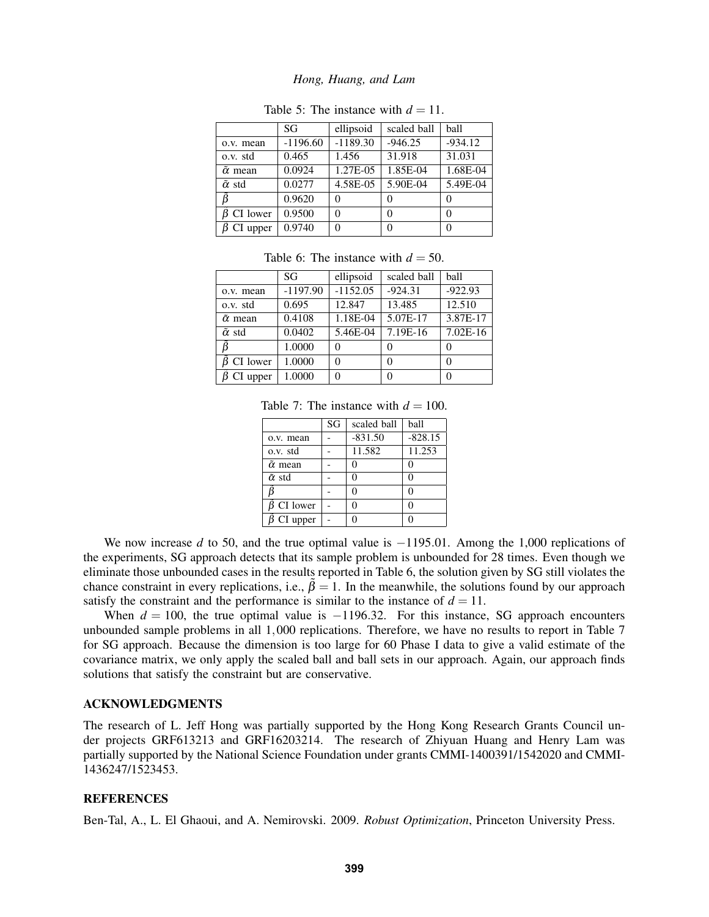Table 5: The instance with $d = 11$.

| | SG | ellipsoid | scaled ball | ball |
|---|---|---|---|---|
| o.v. mean | -1196.60 | -1189.30 | -946.25 | -934.12 |
| o.v. std | 0.465 | 1.456 | 31.918 | 31.031 |
| $\tilde{\alpha}$ mean | 0.0924 | 1.27E-05 | 1.85E-04 | 1.68E-04 |
| $\tilde{\alpha}$ std | 0.0277 | 4.58E-05 | 5.90E-04 | 5.49E-04 |
| $\tilde{\beta}$ | 0.9620 | 0 | 0 | 0 |
| $\tilde{\beta}$ CI lower | 0.9500 | 0 | 0 | 0 |
| $\tilde{\beta}$ CI upper | 0.9740 | 0 | 0 | 0 |

Table 6: The instance with $d = 50$.

| | SG | ellipsoid | scaled ball | ball |
|---|---|---|---|---|
| o.v. mean | -1197.90 | -1152.05 | -924.31 | -922.93 |
| o.v. std | 0.695 | 12.847 | 13.485 | 12.510 |
| $\tilde{\alpha}$ mean | 0.4108 | 1.18E-04 | 5.07E-17 | 3.87E-17 |
| $\tilde{\alpha}$ std | 0.0402 | 5.46E-04 | 7.19E-16 | 7.02E-16 |
| $\tilde{\beta}$ | 1.0000 | 0 | 0 | 0 |
| $\tilde{\beta}$ CI lower | 1.0000 | 0 | 0 | 0 |
| $\tilde{\beta}$ CI upper | 1.0000 | 0 | 0 | 0 |

Table 7: The instance with $d = 100$.

| | SG | scaled ball | ball |
|---|---|---|---|
| o.v. mean | - | -831.50 | -828.15 |
| o.v. std | - | 11.582 | 11.253 |
| $\tilde{\alpha}$ mean | - | 0 | 0 |
| $\tilde{\alpha}$ std | - | 0 | 0 |
| $\tilde{\beta}$ | - | 0 | 0 |
| $\tilde{\beta}$ CI lower | - | 0 | 0 |
| $\tilde{\beta}$ CI upper | - | 0 | 0 |

We now increase $d$ to 50, and the true optimal value is $-1195.01$. Among the 1,000 replications of the experiments, SG approach detects that its sample problem is unbounded for 28 times. Even though we eliminate those unbounded cases in the results reported in Table 6, the solution given by SG still violates the chance constraint in every replications, i.e., $\tilde{\beta} = 1$. In the meanwhile, the solutions found by our approach satisfy the constraint and the performance is similar to the instance of $d = 11$.

When $d = 100$, the true optimal value is $-1196.32$. For this instance, SG approach encounters unbounded sample problems in all 1,000 replications. Therefore, we have no results to report in Table 7 for SG approach. Because the dimension is too large for 60 Phase I data to give a valid estimate of the covariance matrix, we only apply the scaled ball and ball sets in our approach. Again, our approach finds solutions that satisfy the constraint but are conservative.

## ACKNOWLEDGMENTS

The research of L. Jeff Hong was partially supported by the Hong Kong Research Grants Council under projects GRF613213 and GRF16203214. The research of Zhiyuan Huang and Henry Lam was partially supported by the National Science Foundation under grants CMMI-1400391/1542020 and CMMI-1436247/1523453.

## REFERENCES

Ben-Tal, A., L. El Ghaoui, and A. Nemirovski. 2009. *Robust Optimization*, Princeton University Press.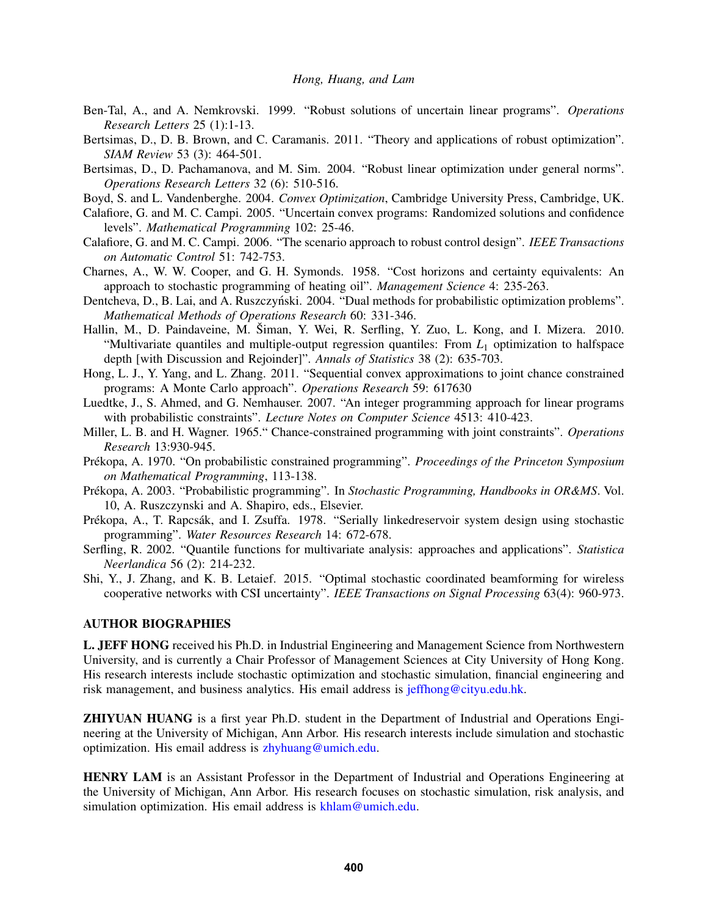Ben-Tal, A., and A. Nemkrovski. 1999. "Robust solutions of uncertain linear programs". *Operations Research Letters* 25 (1):1-13.

Bertsimas, D., D. B. Brown, and C. Caramanis. 2011. "Theory and applications of robust optimization". *SIAM Review* 53 (3): 464-501.

Bertsimas, D., D. Pachamanova, and M. Sim. 2004. "Robust linear optimization under general norms". *Operations Research Letters* 32 (6): 510-516.

Boyd, S. and L. Vandenberghe. 2004. *Convex Optimization*, Cambridge University Press, Cambridge, UK.

Calafiore, G. and M. C. Campi. 2005. "Uncertain convex programs: Randomized solutions and confidence levels". *Mathematical Programming* 102: 25-46.

Calafiore, G. and M. C. Campi. 2006. "The scenario approach to robust control design". *IEEE Transactions on Automatic Control* 51: 742-753.

Charnes, A., W. W. Cooper, and G. H. Symonds. 1958. "Cost horizons and certainty equivalents: An approach to stochastic programming of heating oil". *Management Science* 4: 235-263.

Dentcheva, D., B. Lai, and A. Ruszczyński. 2004. "Dual methods for probabilistic optimization problems". *Mathematical Methods of Operations Research* 60: 331-346.

Hallin, M., D. Paindaveine, M. Šiman, Y. Wei, R. Serfling, Y. Zuo, L. Kong, and I. Mizera. 2010. "Multivariate quantiles and multiple-output regression quantiles: From $L_1$ optimization to halfspace depth [with Discussion and Rejoinder]". *Annals of Statistics* 38 (2): 635-703.

Hong, L. J., Y. Yang, and L. Zhang. 2011. "Sequential convex approximations to joint chance constrained programs: A Monte Carlo approach". *Operations Research* 59: 617630

Luedtke, J., S. Ahmed, and G. Nemhauser. 2007. "An integer programming approach for linear programs with probabilistic constraints". *Lecture Notes on Computer Science* 4513: 410-423.

Miller, L. B. and H. Wagner. 1965." Chance-constrained programming with joint constraints". *Operations Research* 13:930-945.

Prékopa, A. 1970. "On probabilistic constrained programming". *Proceedings of the Princeton Symposium on Mathematical Programming*, 113-138.

Prékopa, A. 2003. "Probabilistic programming". In *Stochastic Programming, Handbooks in OR&MS*. Vol. 10, A. Ruszczynski and A. Shapiro, eds., Elsevier.

Prékopa, A., T. Rapcsák, and I. Zsuffa. 1978. "Serially linkedreservoir system design using stochastic programming". *Water Resources Research* 14: 672-678.

Serfling, R. 2002. "Quantile functions for multivariate analysis: approaches and applications". *Statistica Neerlandica* 56 (2): 214-232.

Shi, Y., J. Zhang, and K. B. Letaief. 2015. "Optimal stochastic coordinated beamforming for wireless cooperative networks with CSI uncertainty". *IEEE Transactions on Signal Processing* 63(4): 960-973.

## AUTHOR BIOGRAPHIES

**L. JEFF HONG** received his Ph.D. in Industrial Engineering and Management Science from Northwestern University, and is currently a Chair Professor of Management Sciences at City University of Hong Kong. His research interests include stochastic optimization and stochastic simulation, financial engineering and risk management, and business analytics. His email address is jeffhong@cityu.edu.hk.

**ZHIYUAN HUANG** is a first year Ph.D. student in the Department of Industrial and Operations Engineering at the University of Michigan, Ann Arbor. His research interests include simulation and stochastic optimization. His email address is zhyhuang@umich.edu.

**HENRY LAM** is an Assistant Professor in the Department of Industrial and Operations Engineering at the University of Michigan, Ann Arbor. His research focuses on stochastic simulation, risk analysis, and simulation optimization. His email address is khlam@umich.edu.